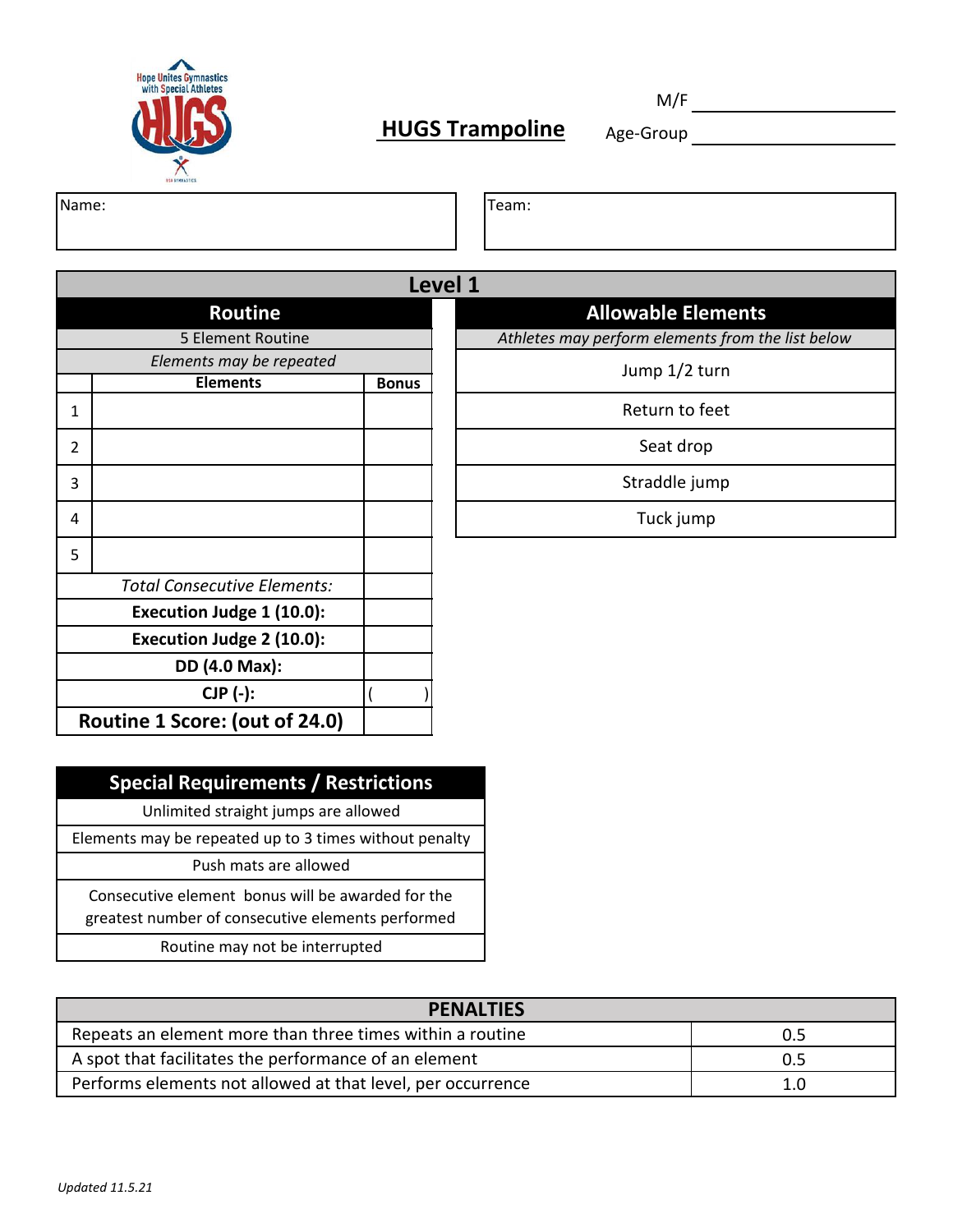Hope Unites Gymnastics with Special Athletes

HUGS

# HUGS Trampoline

M/F ____________________

Age-Group ____________________

| Name: | Team: |
|---|---|
| | |

## Level 1

| Routine | | |
|---|---|---|
| 5 Element Routine | | |
| *Elements may be repeated* | | |
| | **Elements** | **Bonus** |
| 1 | | |
| 2 | | |
| 3 | | |
| 4 | | |
| 5 | | |
| *Total Consecutive Elements:* | | |
| **Execution Judge 1 (10.0):** | | |
| **Execution Judge 2 (10.0):** | | |
| **DD (4.0 Max):** | | |
| **CJP (-):** | | ( ) |
| **Routine 1 Score: (out of 24.0)** | | |

| Allowable Elements |
|---|
| *Athletes may perform elements from the list below* |
| Jump 1/2 turn |
| Return to feet |
| Seat drop |
| Straddle jump |
| Tuck jump |

| Special Requirements / Restrictions |
|---|
| Unlimited straight jumps are allowed |
| Elements may be repeated up to 3 times without penalty |
| Push mats are allowed |
| Consecutive element bonus will be awarded for the greatest number of consecutive elements performed |
| Routine may not be interrupted |

| PENALTIES | |
|---|---|
| Repeats an element more than three times within a routine | 0.5 |
| A spot that facilitates the performance of an element | 0.5 |
| Performs elements not allowed at that level, per occurrence | 1.0 |

*Updated 11.5.21*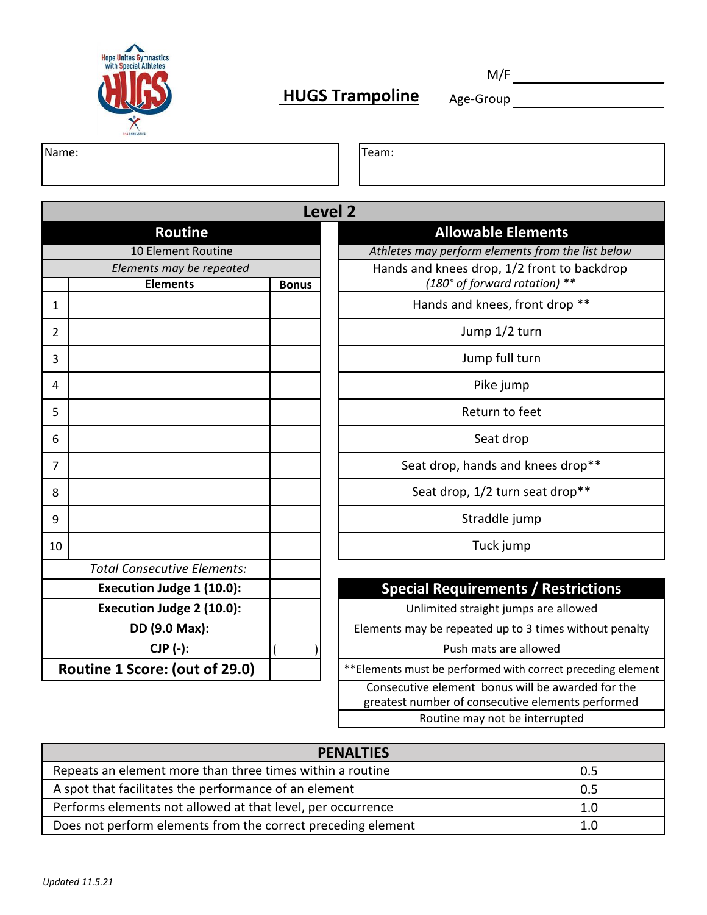Hope Unites Gymnastics with Special Athletes

# HUGS Trampoline

M/F ____________________

Age-Group ____________________

| Name: | Team: |
|---|---|
| | |

## Level 2

### Routine

10 Element Routine

*Elements may be repeated*

| | Elements | Bonus |
|---|---|---|
| 1 | | |
| 2 | | |
| 3 | | |
| 4 | | |
| 5 | | |
| 6 | | |
| 7 | | |
| 8 | | |
| 9 | | |
| 10 | | |
| *Total Consecutive Elements:* | | |
| **Execution Judge 1 (10.0):** | | |
| **Execution Judge 2 (10.0):** | | |
| **DD (9.0 Max):** | | |
| **CJP (-):** | | ( ) |
| **Routine 1 Score: (out of 29.0)** | | |

### Allowable Elements

| *Athletes may perform elements from the list below* |
|---|
| Hands and knees drop, 1/2 front to backdrop *(180° of forward rotation)* ** |
| Hands and knees, front drop ** |
| Jump 1/2 turn |
| Jump full turn |
| Pike jump |
| Return to feet |
| Seat drop |
| Seat drop, hands and knees drop** |
| Seat drop, 1/2 turn seat drop** |
| Straddle jump |
| Tuck jump |

### Special Requirements / Restrictions

| Special Requirements / Restrictions |
|---|
| Unlimited straight jumps are allowed |
| Elements may be repeated up to 3 times without penalty |
| Push mats are allowed |
| **Elements must be performed with correct preceding element |
| Consecutive element bonus will be awarded for the greatest number of consecutive elements performed |
| Routine may not be interrupted |

### PENALTIES

| PENALTIES | |
|---|---|
| Repeats an element more than three times within a routine | 0.5 |
| A spot that facilitates the performance of an element | 0.5 |
| Performs elements not allowed at that level, per occurrence | 1.0 |
| Does not perform elements from the correct preceding element | 1.0 |

*Updated 11.5.21*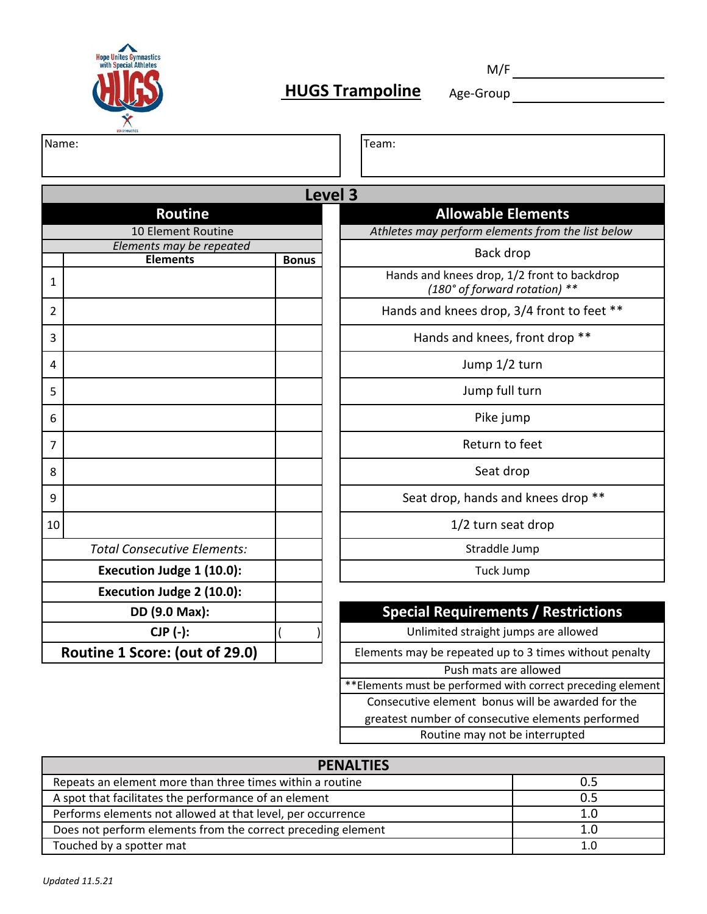Hope Unites Gymnastics with Special Athletes

# HUGS Trampoline

M/F ____________

Age-Group ____________

Name:

Team:

## Level 3

| Routine | | |
|---|---|---|
| 10 Element Routine | | |
| *Elements may be repeated* | | |
| | **Elements** | **Bonus** |
| 1 | | |
| 2 | | |
| 3 | | |
| 4 | | |
| 5 | | |
| 6 | | |
| 7 | | |
| 8 | | |
| 9 | | |
| 10 | | |
| *Total Consecutive Elements:* | | |
| **Execution Judge 1 (10.0):** | | |
| **Execution Judge 2 (10.0):** | | |
| **DD (9.0 Max):** | | |
| **CJP (-):** | | ( ) |
| **Routine 1 Score: (out of 29.0)** | | |

| Allowable Elements |
|---|
| *Athletes may perform elements from the list below* |
| Back drop |
| Hands and knees drop, 1/2 front to backdrop *(180° of forward rotation)* ** |
| Hands and knees drop, 3/4 front to feet ** |
| Hands and knees, front drop ** |
| Jump 1/2 turn |
| Jump full turn |
| Pike jump |
| Return to feet |
| Seat drop |
| Seat drop, hands and knees drop ** |
| 1/2 turn seat drop |
| Straddle Jump |
| Tuck Jump |

| Special Requirements / Restrictions |
|---|
| Unlimited straight jumps are allowed |
| Elements may be repeated up to 3 times without penalty |
| Push mats are allowed |
| **Elements must be performed with correct preceding element |
| Consecutive element bonus will be awarded for the greatest number of consecutive elements performed |
| Routine may not be interrupted |

| PENALTIES | |
|---|---|
| Repeats an element more than three times within a routine | 0.5 |
| A spot that facilitates the performance of an element | 0.5 |
| Performs elements not allowed at that level, per occurrence | 1.0 |
| Does not perform elements from the correct preceding element | 1.0 |
| Touched by a spotter mat | 1.0 |

*Updated 11.5.21*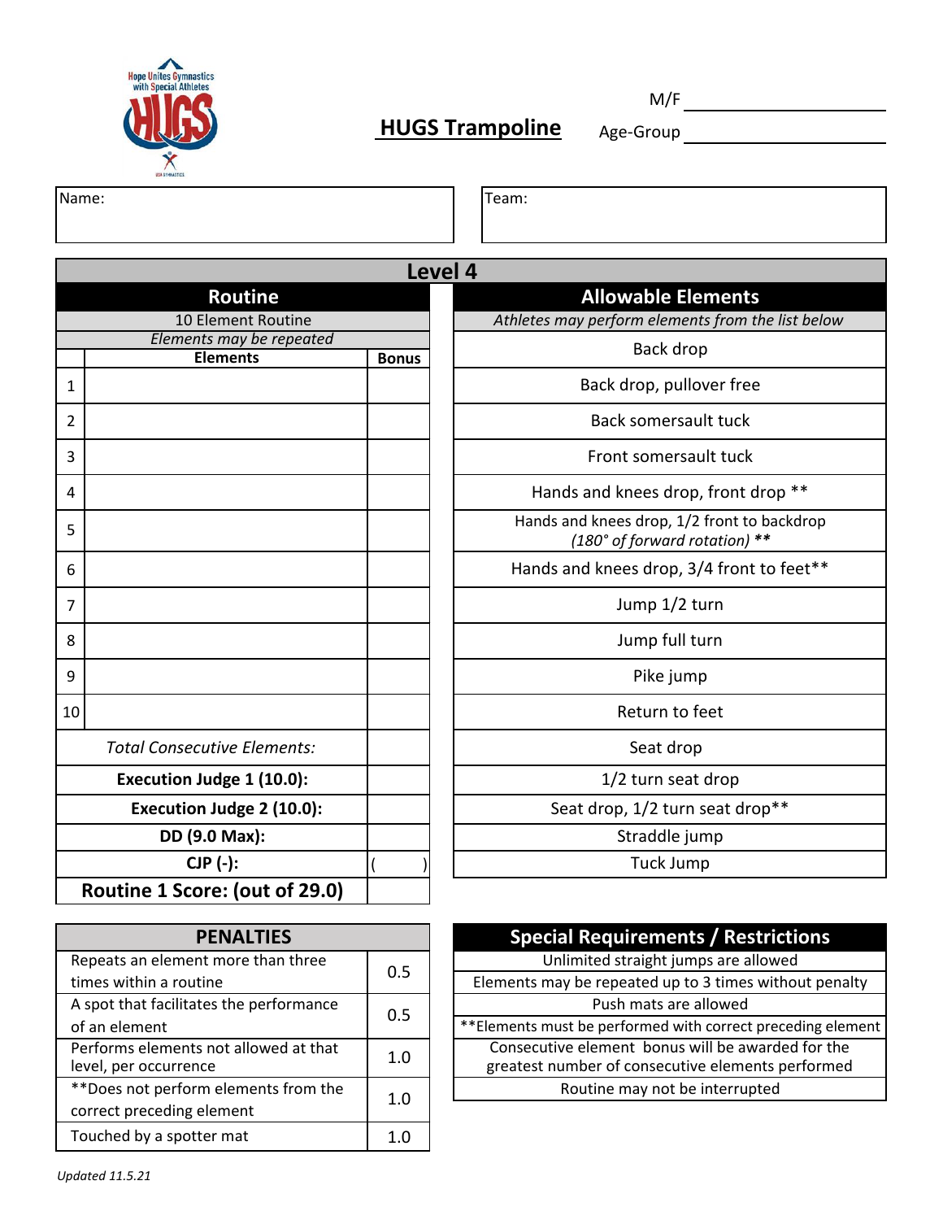Hope Unites Gymnastics with Special Athletes

HUGS

# HUGS Trampoline

M/F ____________

Age-Group ____________

| Name: | Team: |
|---|---|
| | |

## Level 4

| Routine | | | Allowable Elements |
|---|---|---|---|
| 10 Element Routine | | | *Athletes may perform elements from the list below* |
| *Elements may be repeated* | | | Back drop |
| | **Elements** | **Bonus** | |
| 1 | | | Back drop, pullover free |
| 2 | | | Back somersault tuck |
| 3 | | | Front somersault tuck |
| 4 | | | Hands and knees drop, front drop ** |
| 5 | | | Hands and knees drop, 1/2 front to backdrop *(180° of forward rotation)* ** |
| 6 | | | Hands and knees drop, 3/4 front to feet** |
| 7 | | | Jump 1/2 turn |
| 8 | | | Jump full turn |
| 9 | | | Pike jump |
| 10 | | | Return to feet |
| *Total Consecutive Elements:* | | | Seat drop |
| **Execution Judge 1 (10.0):** | | | 1/2 turn seat drop |
| **Execution Judge 2 (10.0):** | | | Seat drop, 1/2 turn seat drop** |
| **DD (9.0 Max):** | | | Straddle jump |
| **CJP (-):** | | ( ) | Tuck Jump |
| **Routine 1 Score: (out of 29.0)** | | | |

| PENALTIES | |
|---|---|
| Repeats an element more than three times within a routine | 0.5 |
| A spot that facilitates the performance of an element | 0.5 |
| Performs elements not allowed at that level, per occurrence | 1.0 |
| **Does not perform elements from the correct preceding element | 1.0 |
| Touched by a spotter mat | 1.0 |

| Special Requirements / Restrictions |
|---|
| Unlimited straight jumps are allowed |
| Elements may be repeated up to 3 times without penalty |
| Push mats are allowed |
| **Elements must be performed with correct preceding element |
| Consecutive element bonus will be awarded for the greatest number of consecutive elements performed |
| Routine may not be interrupted |

*Updated 11.5.21*